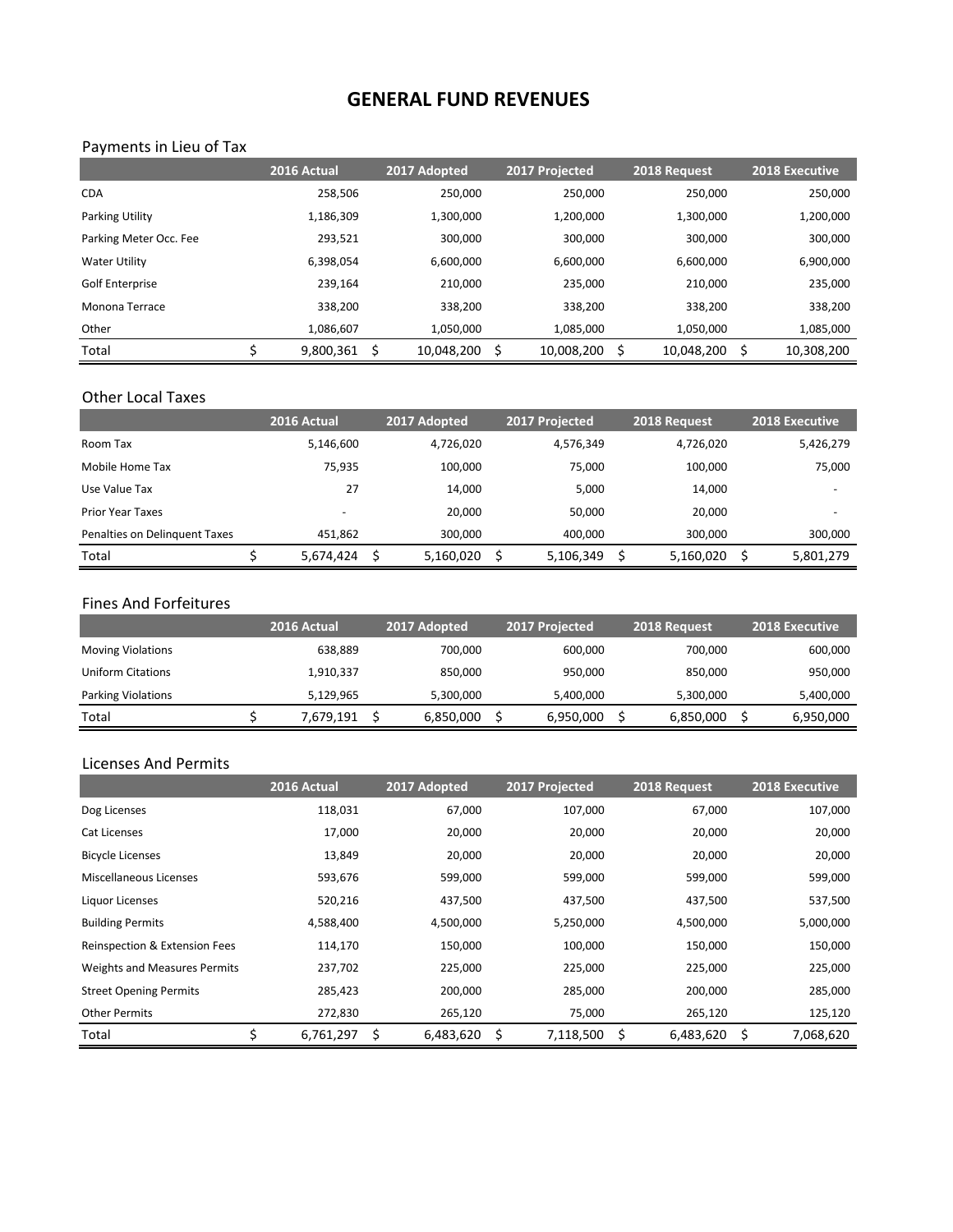# GENERAL FUND REVENUES

## Payments in Lieu of Tax

| | 2016 Actual | 2017 Adopted | 2017 Projected | 2018 Request | 2018 Executive |
|---|---|---|---|---|---|
| CDA | 258,506 | 250,000 | 250,000 | 250,000 | 250,000 |
| Parking Utility | 1,186,309 | 1,300,000 | 1,200,000 | 1,300,000 | 1,200,000 |
| Parking Meter Occ. Fee | 293,521 | 300,000 | 300,000 | 300,000 | 300,000 |
| Water Utility | 6,398,054 | 6,600,000 | 6,600,000 | 6,600,000 | 6,900,000 |
| Golf Enterprise | 239,164 | 210,000 | 235,000 | 210,000 | 235,000 |
| Monona Terrace | 338,200 | 338,200 | 338,200 | 338,200 | 338,200 |
| Other | 1,086,607 | 1,050,000 | 1,085,000 | 1,050,000 | 1,085,000 |
| Total | $ 9,800,361 | $ 10,048,200 | $ 10,008,200 | $ 10,048,200 | $ 10,308,200 |

## Other Local Taxes

| | 2016 Actual | 2017 Adopted | 2017 Projected | 2018 Request | 2018 Executive |
|---|---|---|---|---|---|
| Room Tax | 5,146,600 | 4,726,020 | 4,576,349 | 4,726,020 | 5,426,279 |
| Mobile Home Tax | 75,935 | 100,000 | 75,000 | 100,000 | 75,000 |
| Use Value Tax | 27 | 14,000 | 5,000 | 14,000 | - |
| Prior Year Taxes | - | 20,000 | 50,000 | 20,000 | - |
| Penalties on Delinquent Taxes | 451,862 | 300,000 | 400,000 | 300,000 | 300,000 |
| Total | $ 5,674,424 | $ 5,160,020 | $ 5,106,349 | $ 5,160,020 | $ 5,801,279 |

## Fines And Forfeitures

| | 2016 Actual | 2017 Adopted | 2017 Projected | 2018 Request | 2018 Executive |
|---|---|---|---|---|---|
| Moving Violations | 638,889 | 700,000 | 600,000 | 700,000 | 600,000 |
| Uniform Citations | 1,910,337 | 850,000 | 950,000 | 850,000 | 950,000 |
| Parking Violations | 5,129,965 | 5,300,000 | 5,400,000 | 5,300,000 | 5,400,000 |
| Total | $ 7,679,191 | $ 6,850,000 | $ 6,950,000 | $ 6,850,000 | $ 6,950,000 |

## Licenses And Permits

| | 2016 Actual | 2017 Adopted | 2017 Projected | 2018 Request | 2018 Executive |
|---|---|---|---|---|---|
| Dog Licenses | 118,031 | 67,000 | 107,000 | 67,000 | 107,000 |
| Cat Licenses | 17,000 | 20,000 | 20,000 | 20,000 | 20,000 |
| Bicycle Licenses | 13,849 | 20,000 | 20,000 | 20,000 | 20,000 |
| Miscellaneous Licenses | 593,676 | 599,000 | 599,000 | 599,000 | 599,000 |
| Liquor Licenses | 520,216 | 437,500 | 437,500 | 437,500 | 537,500 |
| Building Permits | 4,588,400 | 4,500,000 | 5,250,000 | 4,500,000 | 5,000,000 |
| Reinspection & Extension Fees | 114,170 | 150,000 | 100,000 | 150,000 | 150,000 |
| Weights and Measures Permits | 237,702 | 225,000 | 225,000 | 225,000 | 225,000 |
| Street Opening Permits | 285,423 | 200,000 | 285,000 | 200,000 | 285,000 |
| Other Permits | 272,830 | 265,120 | 75,000 | 265,120 | 125,120 |
| Total | $ 6,761,297 | $ 6,483,620 | $ 7,118,500 | $ 6,483,620 | $ 7,068,620 |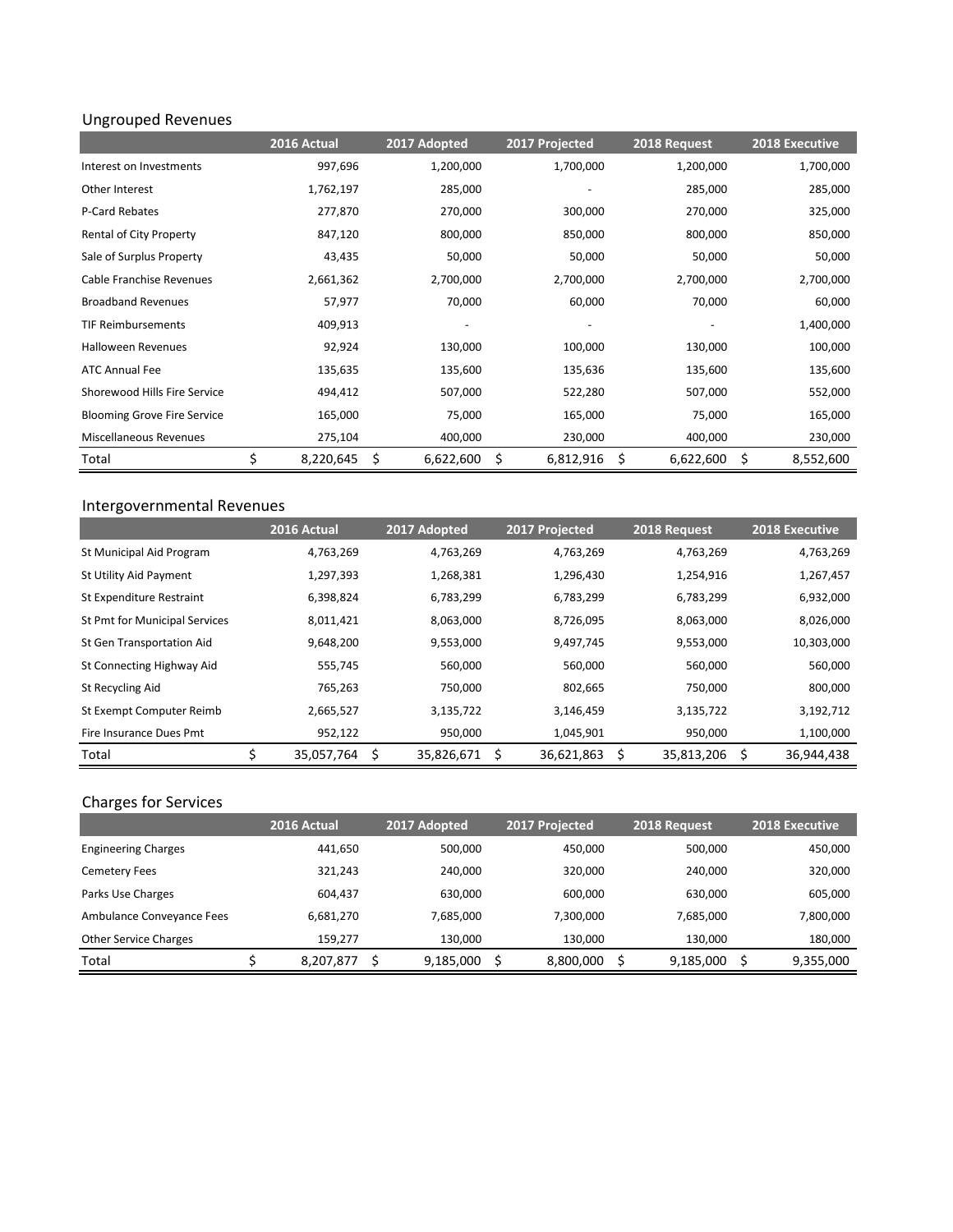## Ungrouped Revenues

| | 2016 Actual | 2017 Adopted | 2017 Projected | 2018 Request | 2018 Executive |
|---|---|---|---|---|---|
| Interest on Investments | 997,696 | 1,200,000 | 1,700,000 | 1,200,000 | 1,700,000 |
| Other Interest | 1,762,197 | 285,000 | - | 285,000 | 285,000 |
| P-Card Rebates | 277,870 | 270,000 | 300,000 | 270,000 | 325,000 |
| Rental of City Property | 847,120 | 800,000 | 850,000 | 800,000 | 850,000 |
| Sale of Surplus Property | 43,435 | 50,000 | 50,000 | 50,000 | 50,000 |
| Cable Franchise Revenues | 2,661,362 | 2,700,000 | 2,700,000 | 2,700,000 | 2,700,000 |
| Broadband Revenues | 57,977 | 70,000 | 60,000 | 70,000 | 60,000 |
| TIF Reimbursements | 409,913 | - | - | - | 1,400,000 |
| Halloween Revenues | 92,924 | 130,000 | 100,000 | 130,000 | 100,000 |
| ATC Annual Fee | 135,635 | 135,600 | 135,636 | 135,600 | 135,600 |
| Shorewood Hills Fire Service | 494,412 | 507,000 | 522,280 | 507,000 | 552,000 |
| Blooming Grove Fire Service | 165,000 | 75,000 | 165,000 | 75,000 | 165,000 |
| Miscellaneous Revenues | 275,104 | 400,000 | 230,000 | 400,000 | 230,000 |
| Total | $ 8,220,645 | $ 6,622,600 | $ 6,812,916 | $ 6,622,600 | $ 8,552,600 |

## Intergovernmental Revenues

| | 2016 Actual | 2017 Adopted | 2017 Projected | 2018 Request | 2018 Executive |
|---|---|---|---|---|---|
| St Municipal Aid Program | 4,763,269 | 4,763,269 | 4,763,269 | 4,763,269 | 4,763,269 |
| St Utility Aid Payment | 1,297,393 | 1,268,381 | 1,296,430 | 1,254,916 | 1,267,457 |
| St Expenditure Restraint | 6,398,824 | 6,783,299 | 6,783,299 | 6,783,299 | 6,932,000 |
| St Pmt for Municipal Services | 8,011,421 | 8,063,000 | 8,726,095 | 8,063,000 | 8,026,000 |
| St Gen Transportation Aid | 9,648,200 | 9,553,000 | 9,497,745 | 9,553,000 | 10,303,000 |
| St Connecting Highway Aid | 555,745 | 560,000 | 560,000 | 560,000 | 560,000 |
| St Recycling Aid | 765,263 | 750,000 | 802,665 | 750,000 | 800,000 |
| St Exempt Computer Reimb | 2,665,527 | 3,135,722 | 3,146,459 | 3,135,722 | 3,192,712 |
| Fire Insurance Dues Pmt | 952,122 | 950,000 | 1,045,901 | 950,000 | 1,100,000 |
| Total | $ 35,057,764 | $ 35,826,671 | $ 36,621,863 | $ 35,813,206 | $ 36,944,438 |

## Charges for Services

| | 2016 Actual | 2017 Adopted | 2017 Projected | 2018 Request | 2018 Executive |
|---|---|---|---|---|---|
| Engineering Charges | 441,650 | 500,000 | 450,000 | 500,000 | 450,000 |
| Cemetery Fees | 321,243 | 240,000 | 320,000 | 240,000 | 320,000 |
| Parks Use Charges | 604,437 | 630,000 | 600,000 | 630,000 | 605,000 |
| Ambulance Conveyance Fees | 6,681,270 | 7,685,000 | 7,300,000 | 7,685,000 | 7,800,000 |
| Other Service Charges | 159,277 | 130,000 | 130,000 | 130,000 | 180,000 |
| Total | $ 8,207,877 | $ 9,185,000 | $ 8,800,000 | $ 9,185,000 | $ 9,355,000 |